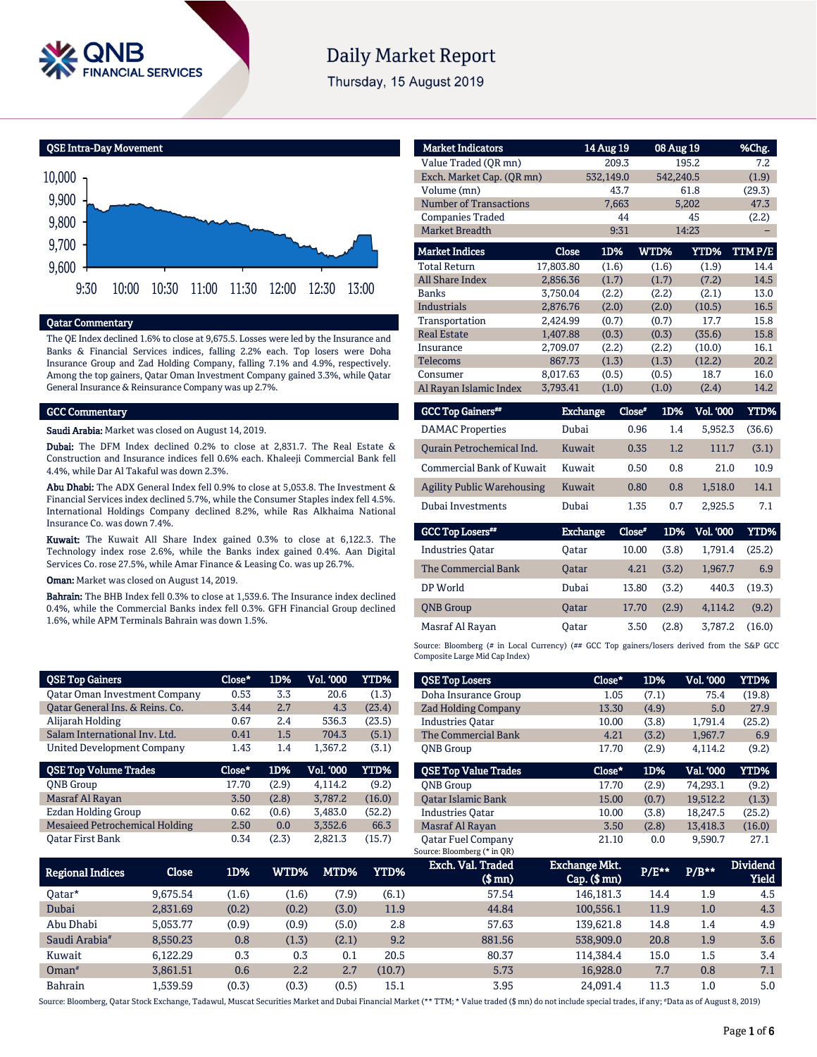# Daily Market Report

Thursday, 15 August 2019

## QSE Intra-Day Movement

## Qatar Commentary

The QE Index declined 1.6% to close at 9,675.5. Losses were led by the Insurance and Banks & Financial Services indices, falling 2.2% each. Top losers were Doha Insurance Group and Zad Holding Company, falling 7.1% and 4.9%, respectively. Among the top gainers, Qatar Oman Investment Company gained 3.3%, while Qatar General Insurance & Reinsurance Company was up 2.7%.

## GCC Commentary

**Saudi Arabia:** Market was closed on August 14, 2019.

**Dubai:** The DFM Index declined 0.2% to close at 2,831.7. The Real Estate & Construction and Insurance indices fell 0.6% each. Khaleeji Commercial Bank fell 4.4%, while Dar Al Takaful was down 2.3%.

**Abu Dhabi:** The ADX General Index fell 0.9% to close at 5,053.8. The Investment & Financial Services index declined 5.7%, while the Consumer Staples index fell 4.5%. International Holdings Company declined 8.2%, while Ras Alkhaima National Insurance Co. was down 7.4%.

**Kuwait:** The Kuwait All Share Index gained 0.3% to close at 6,122.3. The Technology index rose 2.6%, while the Banks index gained 0.4%. Aan Digital Services Co. rose 27.5%, while Amar Finance & Leasing Co. was up 26.7%.

**Oman:** Market was closed on August 14, 2019.

**Bahrain:** The BHB Index fell 0.3% to close at 1,539.6. The Insurance index declined 0.4%, while the Commercial Banks index fell 0.3%. GFH Financial Group declined 1.6%, while APM Terminals Bahrain was down 1.5%.

| Market Indicators | 14 Aug 19 | 08 Aug 19 | %Chg. |
|---|---|---|---|
| Value Traded (QR mn) | 209.3 | 195.2 | 7.2 |
| Exch. Market Cap. (QR mn) | 532,149.0 | 542,240.5 | (1.9) |
| Volume (mn) | 43.7 | 61.8 | (29.3) |
| Number of Transactions | 7,663 | 5,202 | 47.3 |
| Companies Traded | 44 | 45 | (2.2) |
| Market Breadth | 9:31 | 14:23 | – |

| Market Indices | Close | 1D% | WTD% | YTD% | TTM P/E |
|---|---|---|---|---|---|
| Total Return | 17,803.80 | (1.6) | (1.6) | (1.9) | 14.4 |
| All Share Index | 2,856.36 | (1.7) | (1.7) | (7.2) | 14.5 |
| Banks | 3,750.04 | (2.2) | (2.2) | (2.1) | 13.0 |
| Industrials | 2,876.76 | (2.0) | (2.0) | (10.5) | 16.5 |
| Transportation | 2,424.99 | (0.7) | (0.7) | 17.7 | 15.8 |
| Real Estate | 1,407.88 | (0.3) | (0.3) | (35.6) | 15.8 |
| Insurance | 2,709.07 | (2.2) | (2.2) | (10.0) | 16.1 |
| Telecoms | 867.73 | (1.3) | (1.3) | (12.2) | 20.2 |
| Consumer | 8,017.63 | (0.5) | (0.5) | 18.7 | 16.0 |
| Al Rayan Islamic Index | 3,793.41 | (1.0) | (1.0) | (2.4) | 14.2 |

| GCC Top Gainers## | Exchange | Close# | 1D% | Vol. '000 | YTD% |
|---|---|---|---|---|---|
| DAMAC Properties | Dubai | 0.96 | 1.4 | 5,952.3 | (36.6) |
| Qurain Petrochemical Ind. | Kuwait | 0.35 | 1.2 | 111.7 | (3.1) |
| Commercial Bank of Kuwait | Kuwait | 0.50 | 0.8 | 21.0 | 10.9 |
| Agility Public Warehousing | Kuwait | 0.80 | 0.8 | 1,518.0 | 14.1 |
| Dubai Investments | Dubai | 1.35 | 0.7 | 2,925.5 | 7.1 |

| GCC Top Losers## | Exchange | Close# | 1D% | Vol. '000 | YTD% |
|---|---|---|---|---|---|
| Industries Qatar | Qatar | 10.00 | (3.8) | 1,791.4 | (25.2) |
| The Commercial Bank | Qatar | 4.21 | (3.2) | 1,967.7 | 6.9 |
| DP World | Dubai | 13.80 | (3.2) | 440.3 | (19.3) |
| QNB Group | Qatar | 17.70 | (2.9) | 4,114.2 | (9.2) |
| Masraf Al Rayan | Qatar | 3.50 | (2.8) | 3,787.2 | (16.0) |

Source: Bloomberg (# in Local Currency) (## GCC Top gainers/losers derived from the S&P GCC Composite Large Mid Cap Index)

| QSE Top Gainers | Close* | 1D% | Vol. '000 | YTD% |
|---|---|---|---|---|
| Qatar Oman Investment Company | 0.53 | 3.3 | 20.6 | (1.3) |
| Qatar General Ins. & Reins. Co. | 3.44 | 2.7 | 4.3 | (23.4) |
| Alijarah Holding | 0.67 | 2.4 | 536.3 | (23.5) |
| Salam International Inv. Ltd. | 0.41 | 1.5 | 704.3 | (5.1) |
| United Development Company | 1.43 | 1.4 | 1,367.2 | (3.1) |

| QSE Top Volume Trades | Close* | 1D% | Vol. '000 | YTD% |
|---|---|---|---|---|
| QNB Group | 17.70 | (2.9) | 4,114.2 | (9.2) |
| Masraf Al Rayan | 3.50 | (2.8) | 3,787.2 | (16.0) |
| Ezdan Holding Group | 0.62 | (0.6) | 3,483.0 | (52.2) |
| Mesaieed Petrochemical Holding | 2.50 | 0.0 | 3,352.6 | 66.3 |
| Qatar First Bank | 0.34 | (2.3) | 2,821.3 | (15.7) |

| QSE Top Losers | Close* | 1D% | Vol. '000 | YTD% |
|---|---|---|---|---|
| Doha Insurance Group | 1.05 | (7.1) | 75.4 | (19.8) |
| Zad Holding Company | 13.30 | (4.9) | 5.0 | 27.9 |
| Industries Qatar | 10.00 | (3.8) | 1,791.4 | (25.2) |
| The Commercial Bank | 4.21 | (3.2) | 1,967.7 | 6.9 |
| QNB Group | 17.70 | (2.9) | 4,114.2 | (9.2) |

| QSE Top Value Trades | Close* | 1D% | Val. '000 | YTD% |
|---|---|---|---|---|
| QNB Group | 17.70 | (2.9) | 74,293.1 | (9.2) |
| Qatar Islamic Bank | 15.00 | (0.7) | 19,512.2 | (1.3) |
| Industries Qatar | 10.00 | (3.8) | 18,247.5 | (25.2) |
| Masraf Al Rayan | 3.50 | (2.8) | 13,418.3 | (16.0) |
| Qatar Fuel Company | 21.10 | 0.0 | 9,590.7 | 27.1 |

Source: Bloomberg (* in QR)

| Regional Indices | Close | 1D% | WTD% | MTD% | YTD% | Exch. Val. Traded ($ mn) | Exchange Mkt. Cap. ($ mn) | P/E** | P/B** | Dividend Yield |
|---|---|---|---|---|---|---|---|---|---|---|
| Qatar* | 9,675.54 | (1.6) | (1.6) | (7.9) | (6.1) | 57.54 | 146,181.3 | 14.4 | 1.9 | 4.5 |
| Dubai | 2,831.69 | (0.2) | (0.2) | (3.0) | 11.9 | 44.84 | 100,556.1 | 11.9 | 1.0 | 4.3 |
| Abu Dhabi | 5,053.77 | (0.9) | (0.9) | (5.0) | 2.8 | 57.63 | 139,621.8 | 14.8 | 1.4 | 4.9 |
| Saudi Arabia# | 8,550.23 | 0.8 | (1.3) | (2.1) | 9.2 | 881.56 | 538,909.0 | 20.8 | 1.9 | 3.6 |
| Kuwait | 6,122.29 | 0.3 | 0.3 | 0.1 | 20.5 | 80.37 | 114,384.4 | 15.0 | 1.5 | 3.4 |
| Oman# | 3,861.51 | 0.6 | 2.2 | 2.7 | (10.7) | 5.73 | 16,928.0 | 7.7 | 0.8 | 7.1 |
| Bahrain | 1,539.59 | (0.3) | (0.3) | (0.5) | 15.1 | 3.95 | 24,091.4 | 11.3 | 1.0 | 5.0 |

Source: Bloomberg, Qatar Stock Exchange, Tadawul, Muscat Securities Market and Dubai Financial Market (** TTM; * Value traded ($ mn) do not include special trades, if any; #Data as of August 8, 2019)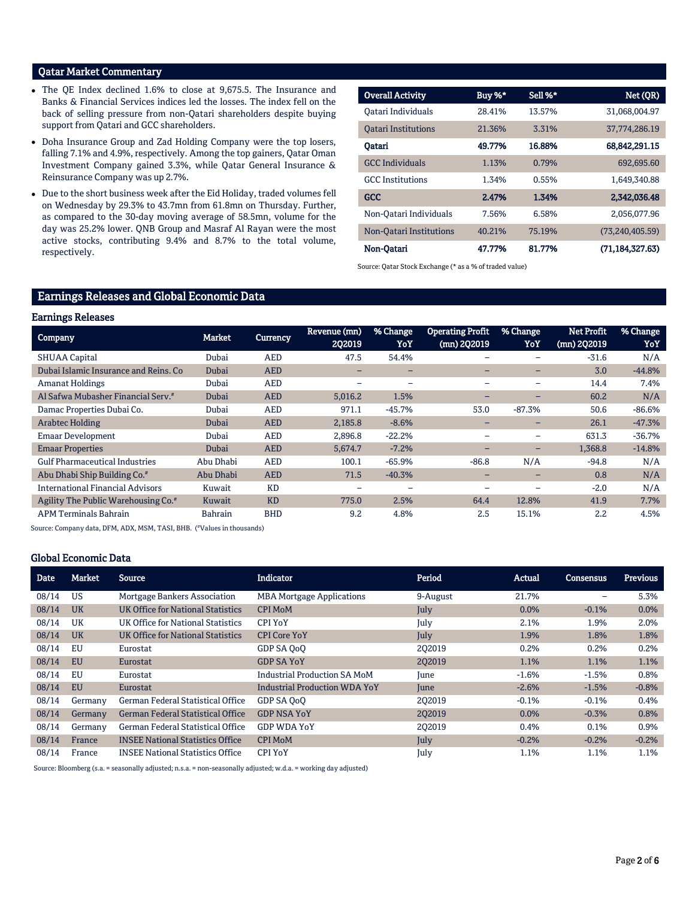## Qatar Market Commentary

- The QE Index declined 1.6% to close at 9,675.5. The Insurance and Banks & Financial Services indices led the losses. The index fell on the back of selling pressure from non-Qatari shareholders despite buying support from Qatari and GCC shareholders.
- Doha Insurance Group and Zad Holding Company were the top losers, falling 7.1% and 4.9%, respectively. Among the top gainers, Qatar Oman Investment Company gained 3.3%, while Qatar General Insurance & Reinsurance Company was up 2.7%.
- Due to the short business week after the Eid Holiday, traded volumes fell on Wednesday by 29.3% to 43.7mn from 61.8mn on Thursday. Further, as compared to the 30-day moving average of 58.5mn, volume for the day was 25.2% lower. QNB Group and Masraf Al Rayan were the most active stocks, contributing 9.4% and 8.7% to the total volume, respectively.

| Overall Activity | Buy %* | Sell %* | Net (QR) |
|---|---|---|---|
| Qatari Individuals | 28.41% | 13.57% | 31,068,004.97 |
| Qatari Institutions | 21.36% | 3.31% | 37,774,286.19 |
| **Qatari** | **49.77%** | **16.88%** | **68,842,291.15** |
| GCC Individuals | 1.13% | 0.79% | 692,695.60 |
| GCC Institutions | 1.34% | 0.55% | 1,649,340.88 |
| **GCC** | **2.47%** | **1.34%** | **2,342,036.48** |
| Non-Qatari Individuals | 7.56% | 6.58% | 2,056,077.96 |
| Non-Qatari Institutions | 40.21% | 75.19% | (73,240,405.59) |
| **Non-Qatari** | **47.77%** | **81.77%** | **(71,184,327.63)** |

Source: Qatar Stock Exchange (* as a % of traded value)

## Earnings Releases and Global Economic Data

### Earnings Releases

| Company | Market | Currency | Revenue (mn) 2Q2019 | % Change YoY | Operating Profit (mn) 2Q2019 | % Change YoY | Net Profit (mn) 2Q2019 | % Change YoY |
|---|---|---|---|---|---|---|---|---|
| SHUAA Capital | Dubai | AED | 47.5 | 54.4% | – | – | -31.6 | N/A |
| Dubai Islamic Insurance and Reins. Co | Dubai | AED | – | – | – | – | 3.0 | -44.8% |
| Amanat Holdings | Dubai | AED | – | – | – | – | 14.4 | 7.4% |
| Al Safwa Mubasher Financial Serv.# | Dubai | AED | 5,016.2 | 1.5% | – | – | 60.2 | N/A |
| Damac Properties Dubai Co. | Dubai | AED | 971.1 | -45.7% | 53.0 | -87.3% | 50.6 | -86.6% |
| Arabtec Holding | Dubai | AED | 2,185.8 | -8.6% | – | – | 26.1 | -47.3% |
| Emaar Development | Dubai | AED | 2,896.8 | -22.2% | – | – | 631.3 | -36.7% |
| Emaar Properties | Dubai | AED | 5,674.7 | -7.2% | – | – | 1,368.8 | -14.8% |
| Gulf Pharmaceutical Industries | Abu Dhabi | AED | 100.1 | -65.9% | -86.8 | N/A | -94.8 | N/A |
| Abu Dhabi Ship Building Co.# | Abu Dhabi | AED | 71.5 | -40.3% | – | – | 0.8 | N/A |
| International Financial Advisors | Kuwait | KD | – | – | – | – | -2.0 | N/A |
| Agility The Public Warehousing Co.# | Kuwait | KD | 775.0 | 2.5% | 64.4 | 12.8% | 41.9 | 7.7% |
| APM Terminals Bahrain | Bahrain | BHD | 9.2 | 4.8% | 2.5 | 15.1% | 2.2 | 4.5% |

Source: Company data, DFM, ADX, MSM, TASI, BHB. (#Values in thousands)

### Global Economic Data

| Date | Market | Source | Indicator | Period | Actual | Consensus | Previous |
|---|---|---|---|---|---|---|---|
| 08/14 | US | Mortgage Bankers Association | MBA Mortgage Applications | 9-August | 21.7% | – | 5.3% |
| 08/14 | UK | UK Office for National Statistics | CPI MoM | July | 0.0% | -0.1% | 0.0% |
| 08/14 | UK | UK Office for National Statistics | CPI YoY | July | 2.1% | 1.9% | 2.0% |
| 08/14 | UK | UK Office for National Statistics | CPI Core YoY | July | 1.9% | 1.8% | 1.8% |
| 08/14 | EU | Eurostat | GDP SA QoQ | 2Q2019 | 0.2% | 0.2% | 0.2% |
| 08/14 | EU | Eurostat | GDP SA YoY | 2Q2019 | 1.1% | 1.1% | 1.1% |
| 08/14 | EU | Eurostat | Industrial Production SA MoM | June | -1.6% | -1.5% | 0.8% |
| 08/14 | EU | Eurostat | Industrial Production WDA YoY | June | -2.6% | -1.5% | -0.8% |
| 08/14 | Germany | German Federal Statistical Office | GDP SA QoQ | 2Q2019 | -0.1% | -0.1% | 0.4% |
| 08/14 | Germany | German Federal Statistical Office | GDP NSA YoY | 2Q2019 | 0.0% | -0.3% | 0.8% |
| 08/14 | Germany | German Federal Statistical Office | GDP WDA YoY | 2Q2019 | 0.4% | 0.1% | 0.9% |
| 08/14 | France | INSEE National Statistics Office | CPI MoM | July | -0.2% | -0.2% | -0.2% |
| 08/14 | France | INSEE National Statistics Office | CPI YoY | July | 1.1% | 1.1% | 1.1% |

Source: Bloomberg (s.a. = seasonally adjusted; n.s.a. = non-seasonally adjusted; w.d.a. = working day adjusted)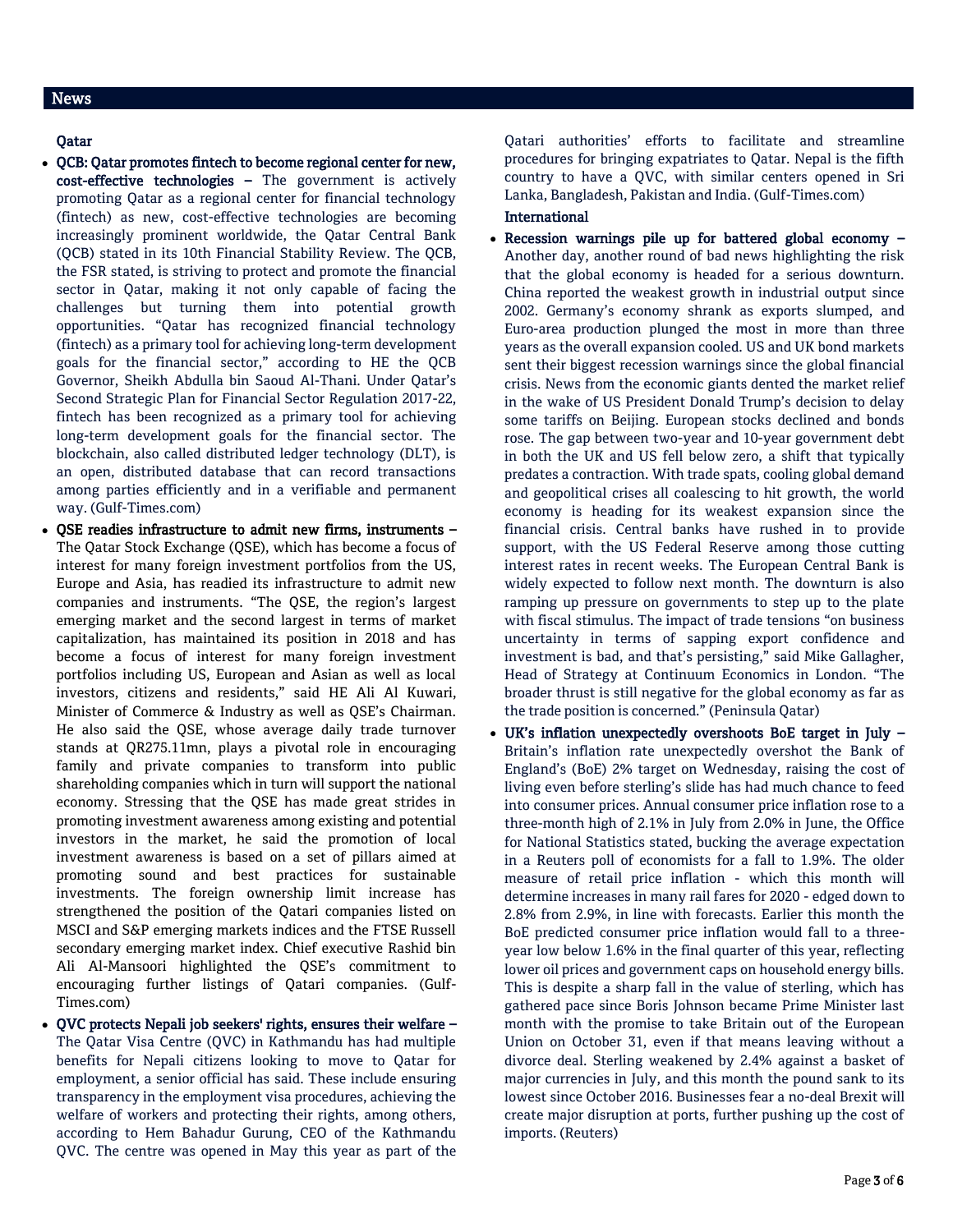## News

### Qatar

- **QCB: Qatar promotes fintech to become regional center for new, cost-effective technologies –** The government is actively promoting Qatar as a regional center for financial technology (fintech) as new, cost-effective technologies are becoming increasingly prominent worldwide, the Qatar Central Bank (QCB) stated in its 10th Financial Stability Review. The QCB, the FSR stated, is striving to protect and promote the financial sector in Qatar, making it not only capable of facing the challenges but turning them into potential growth opportunities. "Qatar has recognized financial technology (fintech) as a primary tool for achieving long-term development goals for the financial sector," according to HE the QCB Governor, Sheikh Abdulla bin Saoud Al-Thani. Under Qatar's Second Strategic Plan for Financial Sector Regulation 2017-22, fintech has been recognized as a primary tool for achieving long-term development goals for the financial sector. The blockchain, also called distributed ledger technology (DLT), is an open, distributed database that can record transactions among parties efficiently and in a verifiable and permanent way. (Gulf-Times.com)
- **QSE readies infrastructure to admit new firms, instruments –** The Qatar Stock Exchange (QSE), which has become a focus of interest for many foreign investment portfolios from the US, Europe and Asia, has readied its infrastructure to admit new companies and instruments. "The QSE, the region's largest emerging market and the second largest in terms of market capitalization, has maintained its position in 2018 and has become a focus of interest for many foreign investment portfolios including US, European and Asian as well as local investors, citizens and residents," said HE Ali Al Kuwari, Minister of Commerce & Industry as well as QSE's Chairman. He also said the QSE, whose average daily trade turnover stands at QR275.11mn, plays a pivotal role in encouraging family and private companies to transform into public shareholding companies which in turn will support the national economy. Stressing that the QSE has made great strides in promoting investment awareness among existing and potential investors in the market, he said the promotion of local investment awareness is based on a set of pillars aimed at promoting sound and best practices for sustainable investments. The foreign ownership limit increase has strengthened the position of the Qatari companies listed on MSCI and S&P emerging markets indices and the FTSE Russell secondary emerging market index. Chief executive Rashid bin Ali Al-Mansoori highlighted the QSE's commitment to encouraging further listings of Qatari companies. (Gulf-Times.com)
- **QVC protects Nepali job seekers' rights, ensures their welfare –** The Qatar Visa Centre (QVC) in Kathmandu has had multiple benefits for Nepali citizens looking to move to Qatar for employment, a senior official has said. These include ensuring transparency in the employment visa procedures, achieving the welfare of workers and protecting their rights, among others, according to Hem Bahadur Gurung, CEO of the Kathmandu QVC. The centre was opened in May this year as part of the Qatari authorities' efforts to facilitate and streamline procedures for bringing expatriates to Qatar. Nepal is the fifth country to have a QVC, with similar centers opened in Sri Lanka, Bangladesh, Pakistan and India. (Gulf-Times.com)

### International

- **Recession warnings pile up for battered global economy –** Another day, another round of bad news highlighting the risk that the global economy is headed for a serious downturn. China reported the weakest growth in industrial output since 2002. Germany's economy shrank as exports slumped, and Euro-area production plunged the most in more than three years as the overall expansion cooled. US and UK bond markets sent their biggest recession warnings since the global financial crisis. News from the economic giants dented the market relief in the wake of US President Donald Trump's decision to delay some tariffs on Beijing. European stocks declined and bonds rose. The gap between two-year and 10-year government debt in both the UK and US fell below zero, a shift that typically predates a contraction. With trade spats, cooling global demand and geopolitical crises all coalescing to hit growth, the world economy is heading for its weakest expansion since the financial crisis. Central banks have rushed in to provide support, with the US Federal Reserve among those cutting interest rates in recent weeks. The European Central Bank is widely expected to follow next month. The downturn is also ramping up pressure on governments to step up to the plate with fiscal stimulus. The impact of trade tensions "on business uncertainty in terms of sapping export confidence and investment is bad, and that's persisting," said Mike Gallagher, Head of Strategy at Continuum Economics in London. "The broader thrust is still negative for the global economy as far as the trade position is concerned." (Peninsula Qatar)
- **UK's inflation unexpectedly overshoots BoE target in July –** Britain's inflation rate unexpectedly overshot the Bank of England's (BoE) 2% target on Wednesday, raising the cost of living even before sterling's slide has had much chance to feed into consumer prices. Annual consumer price inflation rose to a three-month high of 2.1% in July from 2.0% in June, the Office for National Statistics stated, bucking the average expectation in a Reuters poll of economists for a fall to 1.9%. The older measure of retail price inflation - which this month will determine increases in many rail fares for 2020 - edged down to 2.8% from 2.9%, in line with forecasts. Earlier this month the BoE predicted consumer price inflation would fall to a three-year low below 1.6% in the final quarter of this year, reflecting lower oil prices and government caps on household energy bills. This is despite a sharp fall in the value of sterling, which has gathered pace since Boris Johnson became Prime Minister last month with the promise to take Britain out of the European Union on October 31, even if that means leaving without a divorce deal. Sterling weakened by 2.4% against a basket of major currencies in July, and this month the pound sank to its lowest since October 2016. Businesses fear a no-deal Brexit will create major disruption at ports, further pushing up the cost of imports. (Reuters)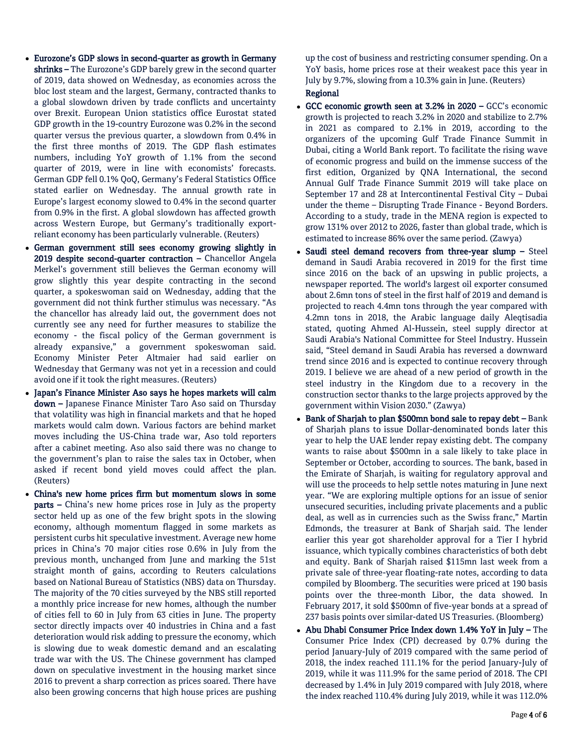- **Eurozone's GDP slows in second-quarter as growth in Germany shrinks –** The Eurozone's GDP barely grew in the second quarter of 2019, data showed on Wednesday, as economies across the bloc lost steam and the largest, Germany, contracted thanks to a global slowdown driven by trade conflicts and uncertainty over Brexit. European Union statistics office Eurostat stated GDP growth in the 19-country Eurozone was 0.2% in the second quarter versus the previous quarter, a slowdown from 0.4% in the first three months of 2019. The GDP flash estimates numbers, including YoY growth of 1.1% from the second quarter of 2019, were in line with economists' forecasts. German GDP fell 0.1% QoQ, Germany's Federal Statistics Office stated earlier on Wednesday. The annual growth rate in Europe's largest economy slowed to 0.4% in the second quarter from 0.9% in the first. A global slowdown has affected growth across Western Europe, but Germany's traditionally export-reliant economy has been particularly vulnerable. (Reuters)
- **German government still sees economy growing slightly in 2019 despite second-quarter contraction –** Chancellor Angela Merkel's government still believes the German economy will grow slightly this year despite contracting in the second quarter, a spokeswoman said on Wednesday, adding that the government did not think further stimulus was necessary. "As the chancellor has already laid out, the government does not currently see any need for further measures to stabilize the economy - the fiscal policy of the German government is already expansive," a government spokeswoman said. Economy Minister Peter Altmaier had said earlier on Wednesday that Germany was not yet in a recession and could avoid one if it took the right measures. (Reuters)
- **Japan's Finance Minister Aso says he hopes markets will calm down –** Japanese Finance Minister Taro Aso said on Thursday that volatility was high in financial markets and that he hoped markets would calm down. Various factors are behind market moves including the US-China trade war, Aso told reporters after a cabinet meeting. Aso also said there was no change to the government's plan to raise the sales tax in October, when asked if recent bond yield moves could affect the plan. (Reuters)
- **China's new home prices firm but momentum slows in some parts –** China's new home prices rose in July as the property sector held up as one of the few bright spots in the slowing economy, although momentum flagged in some markets as persistent curbs hit speculative investment. Average new home prices in China's 70 major cities rose 0.6% in July from the previous month, unchanged from June and marking the 51st straight month of gains, according to Reuters calculations based on National Bureau of Statistics (NBS) data on Thursday. The majority of the 70 cities surveyed by the NBS still reported a monthly price increase for new homes, although the number of cities fell to 60 in July from 63 cities in June. The property sector directly impacts over 40 industries in China and a fast deterioration would risk adding to pressure the economy, which is slowing due to weak domestic demand and an escalating trade war with the US. The Chinese government has clamped down on speculative investment in the housing market since 2016 to prevent a sharp correction as prices soared. There have also been growing concerns that high house prices are pushing up the cost of business and restricting consumer spending. On a YoY basis, home prices rose at their weakest pace this year in July by 9.7%, slowing from a 10.3% gain in June. (Reuters)

**Regional**

- **GCC economic growth seen at 3.2% in 2020 –** GCC's economic growth is projected to reach 3.2% in 2020 and stabilize to 2.7% in 2021 as compared to 2.1% in 2019, according to the organizers of the upcoming Gulf Trade Finance Summit in Dubai, citing a World Bank report. To facilitate the rising wave of economic progress and build on the immense success of the first edition, Organized by QNA International, the second Annual Gulf Trade Finance Summit 2019 will take place on September 17 and 28 at Intercontinental Festival City – Dubai under the theme – Disrupting Trade Finance - Beyond Borders. According to a study, trade in the MENA region is expected to grow 131% over 2012 to 2026, faster than global trade, which is estimated to increase 86% over the same period. (Zawya)
- **Saudi steel demand recovers from three-year slump –** Steel demand in Saudi Arabia recovered in 2019 for the first time since 2016 on the back of an upswing in public projects, a newspaper reported. The world's largest oil exporter consumed about 2.6mn tons of steel in the first half of 2019 and demand is projected to reach 4.4mn tons through the year compared with 4.2mn tons in 2018, the Arabic language daily Aleqtisadia stated, quoting Ahmed Al-Hussein, steel supply director at Saudi Arabia's National Committee for Steel Industry. Hussein said, "Steel demand in Saudi Arabia has reversed a downward trend since 2016 and is expected to continue recovery through 2019. I believe we are ahead of a new period of growth in the steel industry in the Kingdom due to a recovery in the construction sector thanks to the large projects approved by the government within Vision 2030." (Zawya)
- **Bank of Sharjah to plan $500mn bond sale to repay debt –** Bank of Sharjah plans to issue Dollar-denominated bonds later this year to help the UAE lender repay existing debt. The company wants to raise about $500mn in a sale likely to take place in September or October, according to sources. The bank, based in the Emirate of Sharjah, is waiting for regulatory approval and will use the proceeds to help settle notes maturing in June next year. "We are exploring multiple options for an issue of senior unsecured securities, including private placements and a public deal, as well as in currencies such as the Swiss franc," Martin Edmonds, the treasurer at Bank of Sharjah said. The lender earlier this year got shareholder approval for a Tier I hybrid issuance, which typically combines characteristics of both debt and equity. Bank of Sharjah raised $115mn last week from a private sale of three-year floating-rate notes, according to data compiled by Bloomberg. The securities were priced at 190 basis points over the three-month Libor, the data showed. In February 2017, it sold $500mn of five-year bonds at a spread of 237 basis points over similar-dated US Treasuries. (Bloomberg)
- **Abu Dhabi Consumer Price Index down 1.4% YoY in July –** The Consumer Price Index (CPI) decreased by 0.7% during the period January-July of 2019 compared with the same period of 2018, the index reached 111.1% for the period January-July of 2019, while it was 111.9% for the same period of 2018. The CPI decreased by 1.4% in July 2019 compared with July 2018, where the index reached 110.4% during July 2019, while it was 112.0%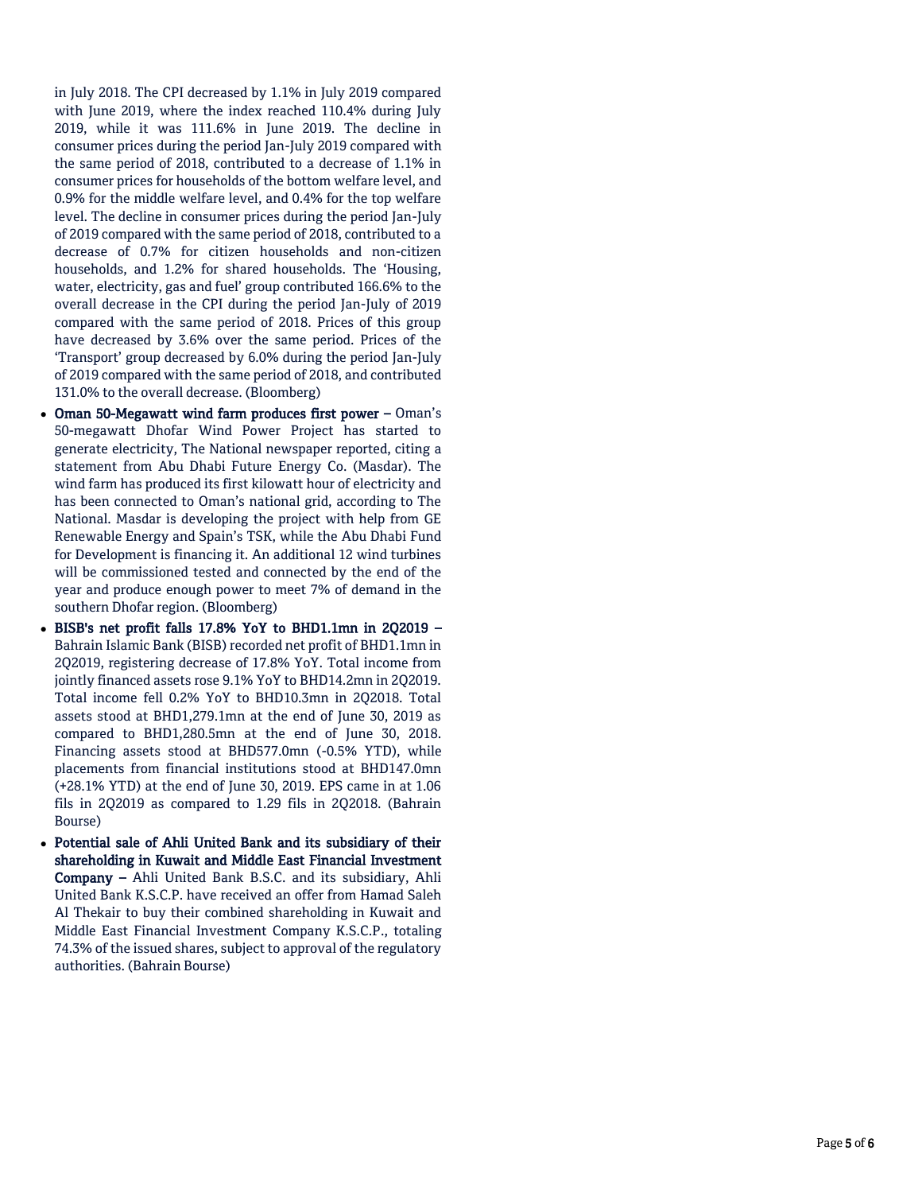in July 2018. The CPI decreased by 1.1% in July 2019 compared with June 2019, where the index reached 110.4% during July 2019, while it was 111.6% in June 2019. The decline in consumer prices during the period Jan-July 2019 compared with the same period of 2018, contributed to a decrease of 1.1% in consumer prices for households of the bottom welfare level, and 0.9% for the middle welfare level, and 0.4% for the top welfare level. The decline in consumer prices during the period Jan-July of 2019 compared with the same period of 2018, contributed to a decrease of 0.7% for citizen households and non-citizen households, and 1.2% for shared households. The 'Housing, water, electricity, gas and fuel' group contributed 166.6% to the overall decrease in the CPI during the period Jan-July of 2019 compared with the same period of 2018. Prices of this group have decreased by 3.6% over the same period. Prices of the 'Transport' group decreased by 6.0% during the period Jan-July of 2019 compared with the same period of 2018, and contributed 131.0% to the overall decrease. (Bloomberg)

- **Oman 50-Megawatt wind farm produces first power –** Oman's 50-megawatt Dhofar Wind Power Project has started to generate electricity, The National newspaper reported, citing a statement from Abu Dhabi Future Energy Co. (Masdar). The wind farm has produced its first kilowatt hour of electricity and has been connected to Oman's national grid, according to The National. Masdar is developing the project with help from GE Renewable Energy and Spain's TSK, while the Abu Dhabi Fund for Development is financing it. An additional 12 wind turbines will be commissioned tested and connected by the end of the year and produce enough power to meet 7% of demand in the southern Dhofar region. (Bloomberg)
- **BISB's net profit falls 17.8% YoY to BHD1.1mn in 2Q2019 –** Bahrain Islamic Bank (BISB) recorded net profit of BHD1.1mn in 2Q2019, registering decrease of 17.8% YoY. Total income from jointly financed assets rose 9.1% YoY to BHD14.2mn in 2Q2019. Total income fell 0.2% YoY to BHD10.3mn in 2Q2018. Total assets stood at BHD1,279.1mn at the end of June 30, 2019 as compared to BHD1,280.5mn at the end of June 30, 2018. Financing assets stood at BHD577.0mn (-0.5% YTD), while placements from financial institutions stood at BHD147.0mn (+28.1% YTD) at the end of June 30, 2019. EPS came in at 1.06 fils in 2Q2019 as compared to 1.29 fils in 2Q2018. (Bahrain Bourse)
- **Potential sale of Ahli United Bank and its subsidiary of their shareholding in Kuwait and Middle East Financial Investment Company –** Ahli United Bank B.S.C. and its subsidiary, Ahli United Bank K.S.C.P. have received an offer from Hamad Saleh Al Thekair to buy their combined shareholding in Kuwait and Middle East Financial Investment Company K.S.C.P., totaling 74.3% of the issued shares, subject to approval of the regulatory authorities. (Bahrain Bourse)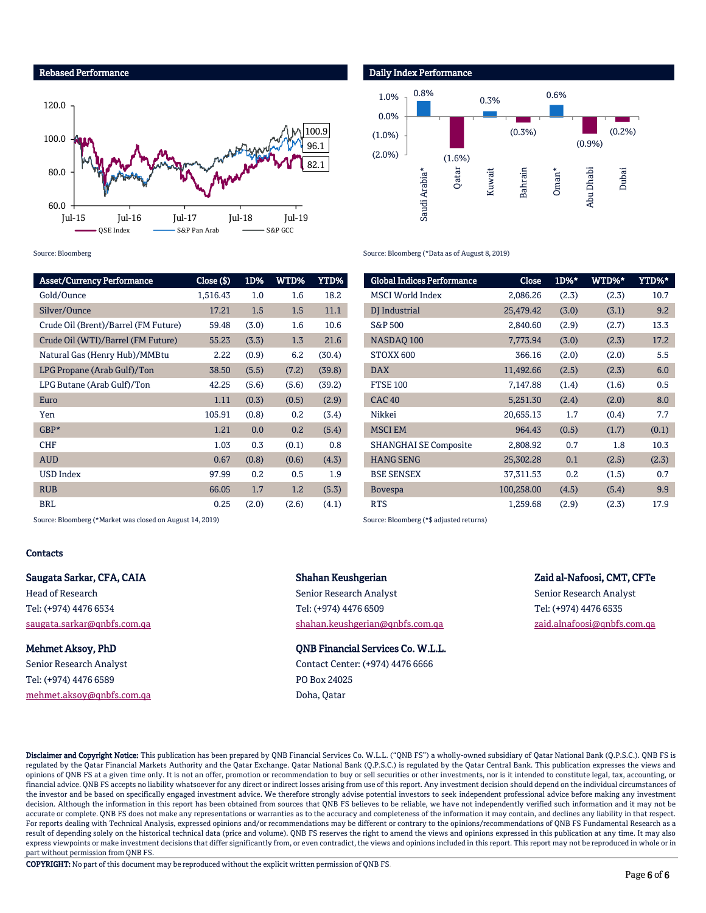## Rebased Performance

120.0
100.0
80.0
60.0
Jul-15 Jul-16 Jul-17 Jul-18 Jul-19
100.9
96.1
82.1
QSE Index S&P Pan Arab S&P GCC

Source: Bloomberg

## Daily Index Performance

1.0%
0.0%
(1.0%)
(2.0%)
0.8% (1.6%) 0.3% (0.3%) 0.6% (0.9%) (0.2%)
Saudi Arabia* Qatar Kuwait Bahrain Oman* Abu Dhabi Dubai

Source: Bloomberg (*Data as of August 8, 2019)

| Asset/Currency Performance | Close ($) | 1D% | WTD% | YTD% |
|---|---|---|---|---|
| Gold/Ounce | 1,516.43 | 1.0 | 1.6 | 18.2 |
| Silver/Ounce | 17.21 | 1.5 | 1.5 | 11.1 |
| Crude Oil (Brent)/Barrel (FM Future) | 59.48 | (3.0) | 1.6 | 10.6 |
| Crude Oil (WTI)/Barrel (FM Future) | 55.23 | (3.3) | 1.3 | 21.6 |
| Natural Gas (Henry Hub)/MMBtu | 2.22 | (0.9) | 6.2 | (30.4) |
| LPG Propane (Arab Gulf)/Ton | 38.50 | (5.5) | (7.2) | (39.8) |
| LPG Butane (Arab Gulf)/Ton | 42.25 | (5.6) | (5.6) | (39.2) |
| Euro | 1.11 | (0.3) | (0.5) | (2.9) |
| Yen | 105.91 | (0.8) | 0.2 | (3.4) |
| GBP* | 1.21 | 0.0 | 0.2 | (5.4) |
| CHF | 1.03 | 0.3 | (0.1) | 0.8 |
| AUD | 0.67 | (0.8) | (0.6) | (4.3) |
| USD Index | 97.99 | 0.2 | 0.5 | 1.9 |
| RUB | 66.05 | 1.7 | 1.2 | (5.3) |
| BRL | 0.25 | (2.0) | (2.6) | (4.1) |

Source: Bloomberg (*Market was closed on August 14, 2019)

| Global Indices Performance | Close | 1D%* | WTD%* | YTD%* |
|---|---|---|---|---|
| MSCI World Index | 2,086.26 | (2.3) | (2.3) | 10.7 |
| DJ Industrial | 25,479.42 | (3.0) | (3.1) | 9.2 |
| S&P 500 | 2,840.60 | (2.9) | (2.7) | 13.3 |
| NASDAQ 100 | 7,773.94 | (3.0) | (2.3) | 17.2 |
| STOXX 600 | 366.16 | (2.0) | (2.0) | 5.5 |
| DAX | 11,492.66 | (2.5) | (2.3) | 6.0 |
| FTSE 100 | 7,147.88 | (1.4) | (1.6) | 0.5 |
| CAC 40 | 5,251.30 | (2.4) | (2.0) | 8.0 |
| Nikkei | 20,655.13 | 1.7 | (0.4) | 7.7 |
| MSCI EM | 964.43 | (0.5) | (1.7) | (0.1) |
| SHANGHAI SE Composite | 2,808.92 | 0.7 | 1.8 | 10.3 |
| HANG SENG | 25,302.28 | 0.1 | (2.5) | (2.3) |
| BSE SENSEX | 37,311.53 | 0.2 | (1.5) | 0.7 |
| Bovespa | 100,258.00 | (4.5) | (5.4) | 9.9 |
| RTS | 1,259.68 | (2.9) | (2.3) | 17.9 |

Source: Bloomberg (*$ adjusted returns)

## Contacts

**Saugata Sarkar, CFA, CAIA**
Head of Research
Tel: (+974) 4476 6534
saugata.sarkar@qnbfs.com.qa

**Shahan Keushgerian**
Senior Research Analyst
Tel: (+974) 4476 6509
shahan.keushgerian@qnbfs.com.qa

**Zaid al-Nafoosi, CMT, CFTe**
Senior Research Analyst
Tel: (+974) 4476 6535
zaid.alnafoosi@qnbfs.com.qa

**Mehmet Aksoy, PhD**
Senior Research Analyst
Tel: (+974) 4476 6589
mehmet.aksoy@qnbfs.com.qa

**QNB Financial Services Co. W.L.L.**
Contact Center: (+974) 4476 6666
PO Box 24025
Doha, Qatar

**Disclaimer and Copyright Notice:** This publication has been prepared by QNB Financial Services Co. W.L.L. ("QNB FS") a wholly-owned subsidiary of Qatar National Bank (Q.P.S.C.). QNB FS is regulated by the Qatar Financial Markets Authority and the Qatar Exchange. Qatar National Bank (Q.P.S.C.) is regulated by the Qatar Central Bank. This publication expresses the views and opinions of QNB FS at a given time only. It is not an offer, promotion or recommendation to buy or sell securities or other investments, nor is it intended to constitute legal, tax, accounting, or financial advice. QNB FS accepts no liability whatsoever for any direct or indirect losses arising from use of this report. Any investment decision should depend on the individual circumstances of the investor and be based on specifically engaged investment advice. We therefore strongly advise potential investors to seek independent professional advice before making any investment decision. Although the information in this report has been obtained from sources that QNB FS believes to be reliable, we have not independently verified such information and it may not be accurate or complete. QNB FS does not make any representations or warranties as to the accuracy and completeness of the information it may contain, and declines any liability in that respect. For reports dealing with Technical Analysis, expressed opinions and/or recommendations may be different or contrary to the opinions/recommendations of QNB FS Fundamental Research as a result of depending solely on the historical technical data (price and volume). QNB FS reserves the right to amend the views and opinions expressed in this publication at any time. It may also express viewpoints or make investment decisions that differ significantly from, or even contradict, the views and opinions included in this report. This report may not be reproduced in whole or in part without permission from QNB FS.

**COPYRIGHT:** No part of this document may be reproduced without the explicit written permission of QNB FS